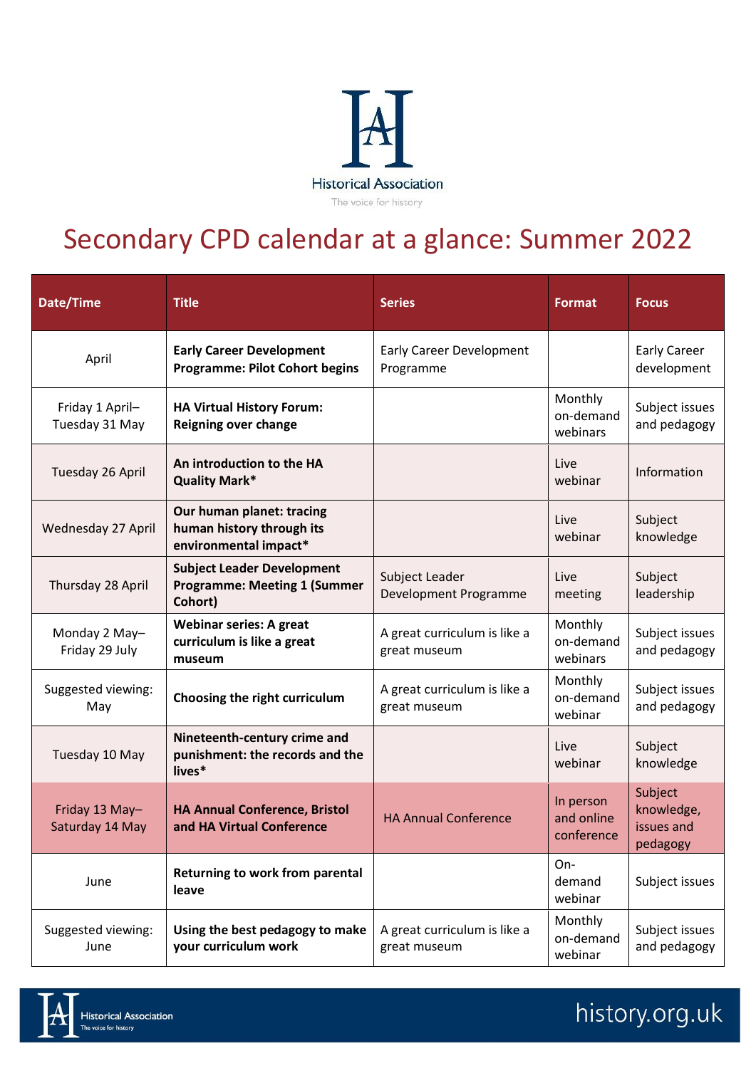Historical Association

The voice for history

# Secondary CPD calendar at a glance: Summer 2022

| Date/Time | Title | Series | Format | Focus |
|---|---|---|---|---|
| April | **Early Career Development Programme: Pilot Cohort begins** | Early Career Development Programme | | Early Career development |
| Friday 1 April–Tuesday 31 May | **HA Virtual History Forum: Reigning over change** | | Monthly on-demand webinars | Subject issues and pedagogy |
| Tuesday 26 April | **An introduction to the HA Quality Mark*** | | Live webinar | Information |
| Wednesday 27 April | **Our human planet: tracing human history through its environmental impact*** | | Live webinar | Subject knowledge |
| Thursday 28 April | **Subject Leader Development Programme: Meeting 1 (Summer Cohort)** | Subject Leader Development Programme | Live meeting | Subject leadership |
| Monday 2 May–Friday 29 July | **Webinar series: A great curriculum is like a great museum** | A great curriculum is like a great museum | Monthly on-demand webinars | Subject issues and pedagogy |
| Suggested viewing: May | **Choosing the right curriculum** | A great curriculum is like a great museum | Monthly on-demand webinar | Subject issues and pedagogy |
| Tuesday 10 May | **Nineteenth-century crime and punishment: the records and the lives*** | | Live webinar | Subject knowledge |
| Friday 13 May–Saturday 14 May | **HA Annual Conference, Bristol and HA Virtual Conference** | HA Annual Conference | In person and online conference | Subject knowledge, issues and pedagogy |
| June | **Returning to work from parental leave** | | On-demand webinar | Subject issues |
| Suggested viewing: June | **Using the best pedagogy to make your curriculum work** | A great curriculum is like a great museum | Monthly on-demand webinar | Subject issues and pedagogy |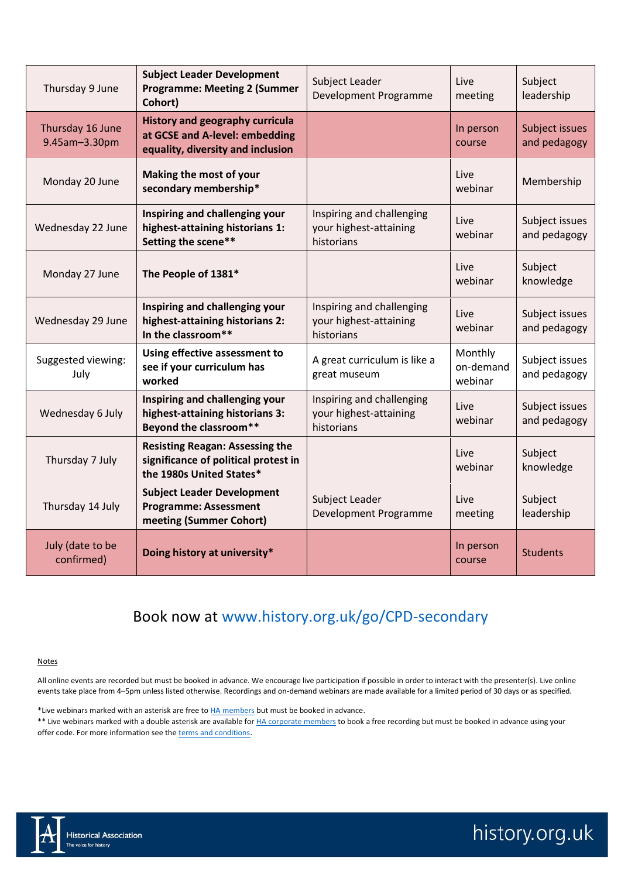| | | | | |
|---|---|---|---|---|
| Thursday 9 June | **Subject Leader Development Programme: Meeting 2 (Summer Cohort)** | Subject Leader Development Programme | Live meeting | Subject leadership |
| Thursday 16 June 9.45am–3.30pm | **History and geography curricula at GCSE and A-level: embedding equality, diversity and inclusion** | | In person course | Subject issues and pedagogy |
| Monday 20 June | **Making the most of your secondary membership*** | | Live webinar | Membership |
| Wednesday 22 June | **Inspiring and challenging your highest-attaining historians 1: Setting the scene**** | Inspiring and challenging your highest-attaining historians | Live webinar | Subject issues and pedagogy |
| Monday 27 June | **The People of 1381*** | | Live webinar | Subject knowledge |
| Wednesday 29 June | **Inspiring and challenging your highest-attaining historians 2: In the classroom**** | Inspiring and challenging your highest-attaining historians | Live webinar | Subject issues and pedagogy |
| Suggested viewing: July | **Using effective assessment to see if your curriculum has worked** | A great curriculum is like a great museum | Monthly on-demand webinar | Subject issues and pedagogy |
| Wednesday 6 July | **Inspiring and challenging your highest-attaining historians 3: Beyond the classroom**** | Inspiring and challenging your highest-attaining historians | Live webinar | Subject issues and pedagogy |
| Thursday 7 July | **Resisting Reagan: Assessing the significance of political protest in the 1980s United States*** | | Live webinar | Subject knowledge |
| Thursday 14 July | **Subject Leader Development Programme: Assessment meeting (Summer Cohort)** | Subject Leader Development Programme | Live meeting | Subject leadership |
| July (date to be confirmed) | **Doing history at university*** | | In person course | Students |

## Book now at www.history.org.uk/go/CPD-secondary

Notes

All online events are recorded but must be booked in advance. We encourage live participation if possible in order to interact with the presenter(s). Live online events take place from 4–5pm unless listed otherwise. Recordings and on-demand webinars are made available for a limited period of 30 days or as specified.

*Live webinars marked with an asterisk are free to HA members but must be booked in advance.

** Live webinars marked with a double asterisk are available for HA corporate members to book a free recording but must be booked in advance using your offer code. For more information see the terms and conditions.

Historical Association – The voice for history

history.org.uk